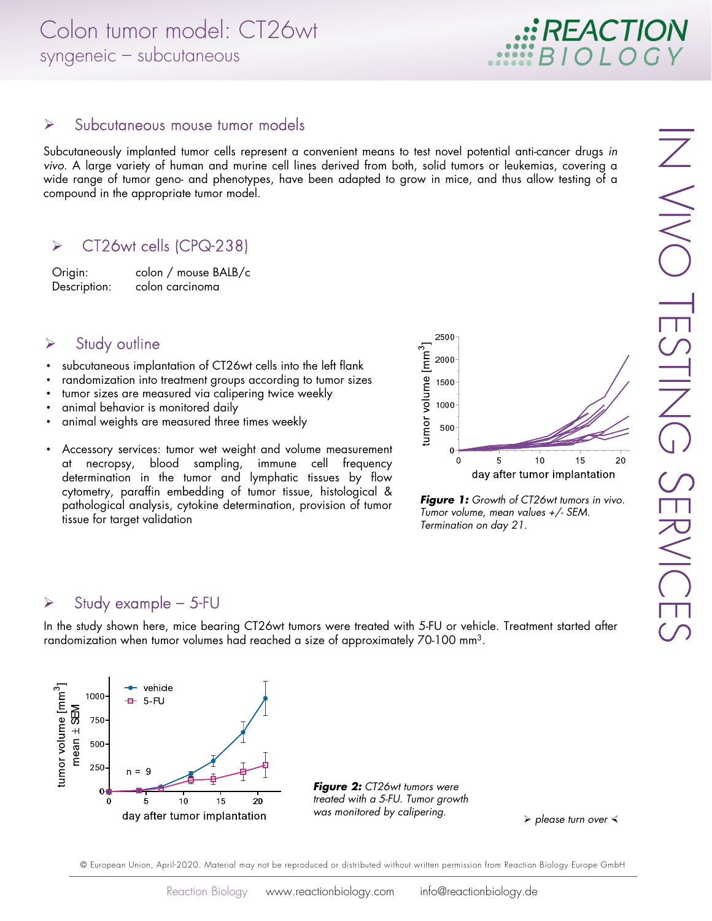# Colon tumor model: CT26wt

syngeneic – subcutaneous

## Subcutaneous mouse tumor models

Subcutaneously implanted tumor cells represent a convenient means to test novel potential anti-cancer drugs *in vivo*. A large variety of human and murine cell lines derived from both, solid tumors or leukemias, covering a wide range of tumor geno- and phenotypes, have been adapted to grow in mice, and thus allow testing of a compound in the appropriate tumor model.

## CT26wt cells (CPQ-238)

Origin: colon / mouse BALB/c
Description: colon carcinoma

## Study outline

- subcutaneous implantation of CT26wt cells into the left flank
- randomization into treatment groups according to tumor sizes
- tumor sizes are measured via calipering twice weekly
- animal behavior is monitored daily
- animal weights are measured three times weekly

- Accessory services: tumor wet weight and volume measurement at necropsy, blood sampling, immune cell frequency determination in the tumor and lymphatic tissues by flow cytometry, paraffin embedding of tumor tissue, histological & pathological analysis, cytokine determination, provision of tumor tissue for target validation

***Figure 1:*** *Growth of CT26wt tumors in vivo. Tumor volume, mean values +/- SEM. Termination on day 21.*

## Study example – 5-FU

In the study shown here, mice bearing CT26wt tumors were treated with 5-FU or vehicle. Treatment started after randomization when tumor volumes had reached a size of approximately 70-100 mm$^3$.

***Figure 2:*** *CT26wt tumors were treated with a 5-FU. Tumor growth was monitored by calipering.*

➢ *please turn over* ➢

© European Union, April-2020. Material may not be reproduced or distributed without written permission from Reaction Biology Europe GmbH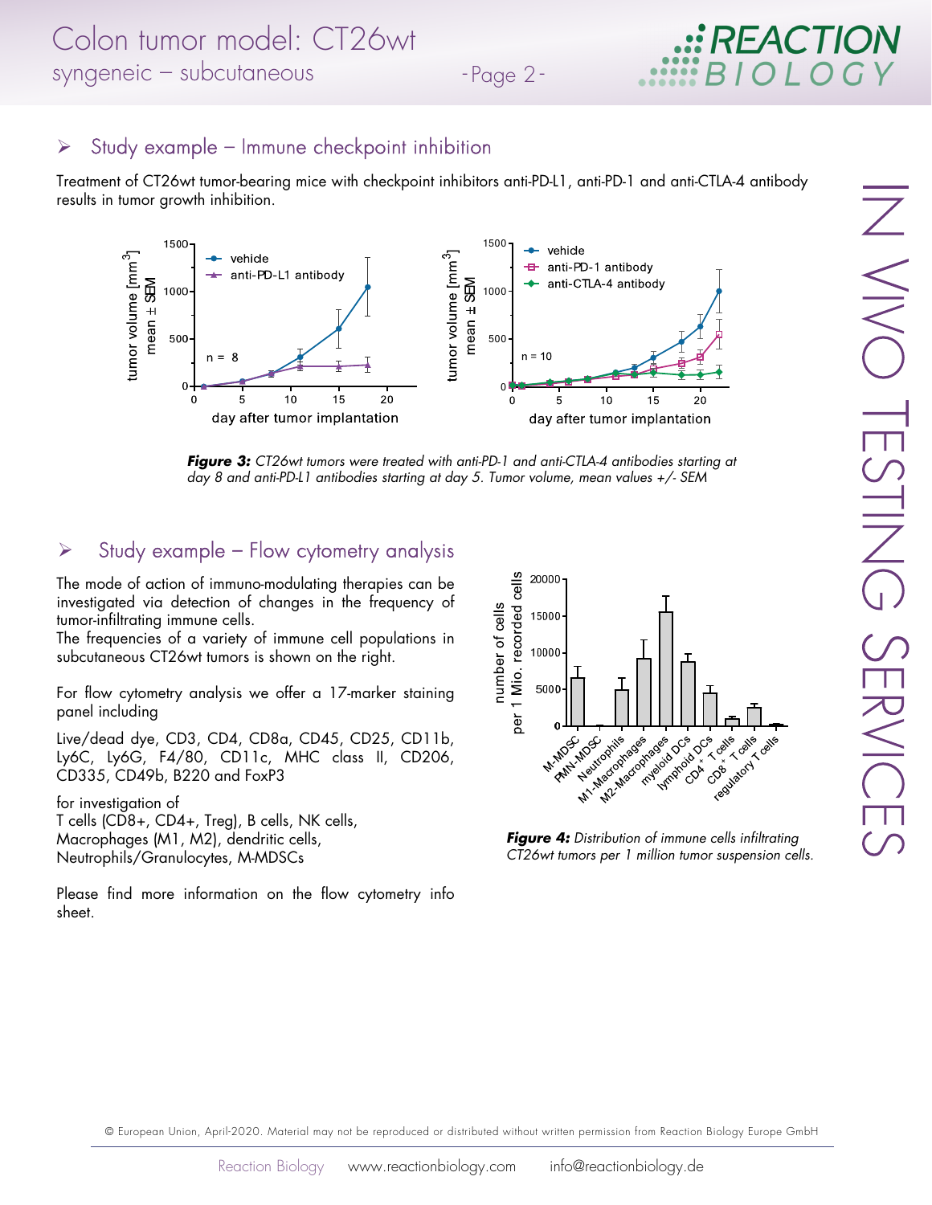## Study example – Immune checkpoint inhibition

Treatment of CT26wt tumor-bearing mice with checkpoint inhibitors anti-PD-L1, anti-PD-1 and anti-CTLA-4 antibody results in tumor growth inhibition.

tumor volume [mm$^3$] mean ± SEM
1500
1000
500
0
vehicle
anti-PD-L1 antibody
n = 8
0 5 10 15 20
day after tumor implantation

tumor volume [mm$^3$] mean ± SEM
1500
1000
500
0
vehicle
anti-PD-1 antibody
anti-CTLA-4 antibody
n = 10
0 5 10 15 20
day after tumor implantation

***Figure 3:*** *CT26wt tumors were treated with anti-PD-1 and anti-CTLA-4 antibodies starting at day 8 and anti-PD-L1 antibodies starting at day 5. Tumor volume, mean values +/- SEM*

## Study example – Flow cytometry analysis

The mode of action of immuno-modulating therapies can be investigated via detection of changes in the frequency of tumor-infiltrating immune cells.
The frequencies of a variety of immune cell populations in subcutaneous CT26wt tumors is shown on the right.

For flow cytometry analysis we offer a 17-marker staining panel including

Live/dead dye, CD3, CD4, CD8a, CD45, CD25, CD11b, Ly6C, Ly6G, F4/80, CD11c, MHC class II, CD206, CD335, CD49b, B220 and FoxP3

for investigation of
T cells (CD8+, CD4+, Treg), B cells, NK cells,
Macrophages (M1, M2), dendritic cells,
Neutrophils/Granulocytes, M-MDSCs

Please find more information on the flow cytometry info sheet.

number of cells per 1 Mio. recorded cells
20000
15000
10000
5000
0
M-MDSC
PMN-MDSC
Neutrophils
M1-Macrophages
M2-Macrophages
myeloid DCs
lymphoid DCs
CD4$^+$ T cells
CD8$^+$ T cells
regulatory T cells

***Figure 4:*** *Distribution of immune cells infiltrating CT26wt tumors per 1 million tumor suspension cells.*

© European Union, April-2020. Material may not be reproduced or distributed without written permission from Reaction Biology Europe GmbH

Reaction Biology www.reactionbiology.com info@reactionbiology.de